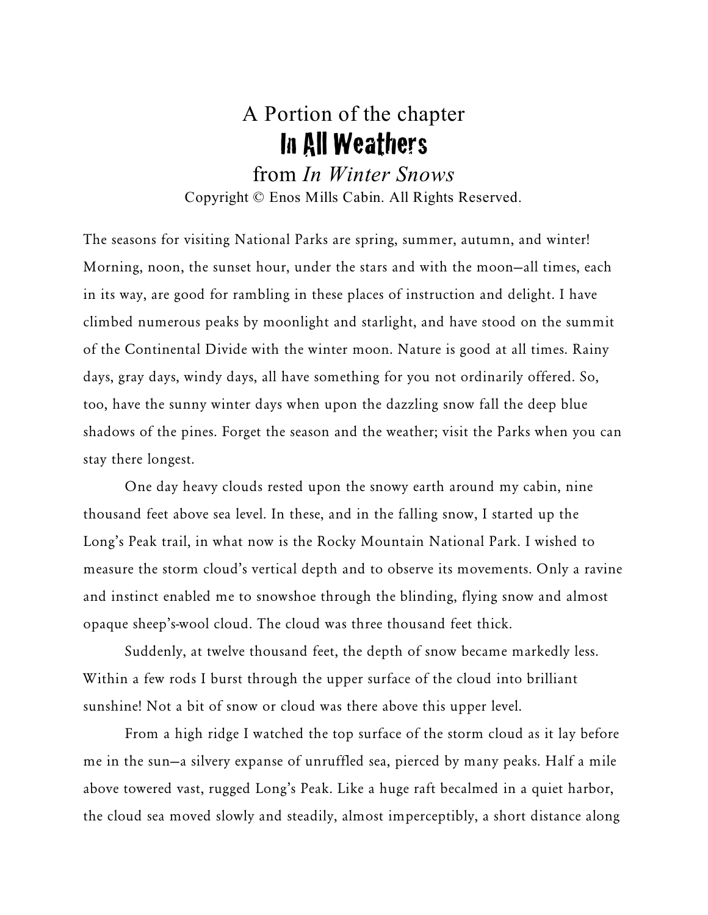A Portion of the chapter

# In All Weathers

from *In Winter Snows*

Copyright © Enos Mills Cabin. All Rights Reserved.

The seasons for visiting National Parks are spring, summer, autumn, and winter! Morning, noon, the sunset hour, under the stars and with the moon—all times, each in its way, are good for rambling in these places of instruction and delight. I have climbed numerous peaks by moonlight and starlight, and have stood on the summit of the Continental Divide with the winter moon. Nature is good at all times. Rainy days, gray days, windy days, all have something for you not ordinarily offered. So, too, have the sunny winter days when upon the dazzling snow fall the deep blue shadows of the pines. Forget the season and the weather; visit the Parks when you can stay there longest.

One day heavy clouds rested upon the snowy earth around my cabin, nine thousand feet above sea level. In these, and in the falling snow, I started up the Long's Peak trail, in what now is the Rocky Mountain National Park. I wished to measure the storm cloud's vertical depth and to observe its movements. Only a ravine and instinct enabled me to snowshoe through the blinding, flying snow and almost opaque sheep's-wool cloud. The cloud was three thousand feet thick.

Suddenly, at twelve thousand feet, the depth of snow became markedly less. Within a few rods I burst through the upper surface of the cloud into brilliant sunshine! Not a bit of snow or cloud was there above this upper level.

From a high ridge I watched the top surface of the storm cloud as it lay before me in the sun—a silvery expanse of unruffled sea, pierced by many peaks. Half a mile above towered vast, rugged Long's Peak. Like a huge raft becalmed in a quiet harbor, the cloud sea moved slowly and steadily, almost imperceptibly, a short distance along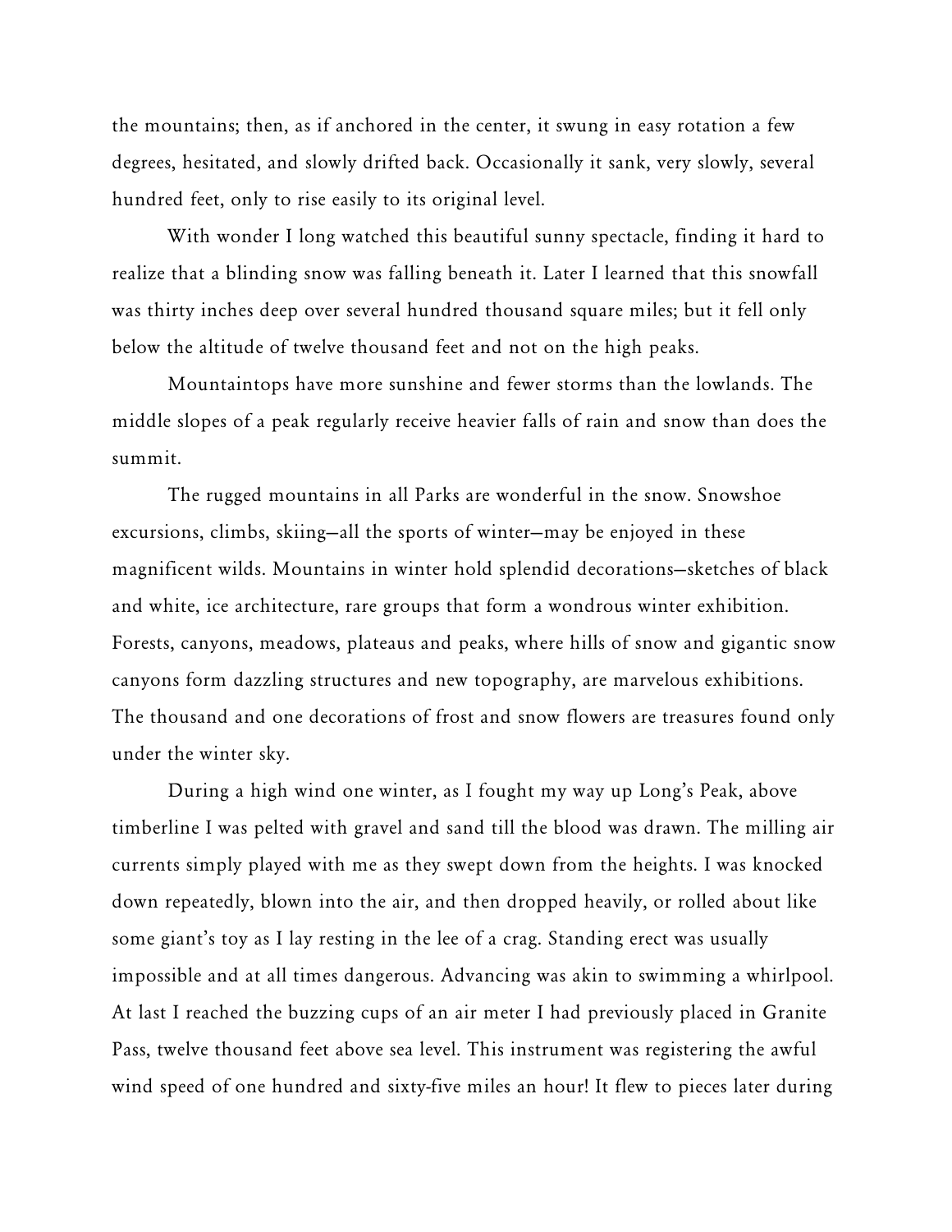the mountains; then, as if anchored in the center, it swung in easy rotation a few degrees, hesitated, and slowly drifted back. Occasionally it sank, very slowly, several hundred feet, only to rise easily to its original level.

With wonder I long watched this beautiful sunny spectacle, finding it hard to realize that a blinding snow was falling beneath it. Later I learned that this snowfall was thirty inches deep over several hundred thousand square miles; but it fell only below the altitude of twelve thousand feet and not on the high peaks.

Mountaintops have more sunshine and fewer storms than the lowlands. The middle slopes of a peak regularly receive heavier falls of rain and snow than does the summit.

The rugged mountains in all Parks are wonderful in the snow. Snowshoe excursions, climbs, skiing—all the sports of winter—may be enjoyed in these magnificent wilds. Mountains in winter hold splendid decorations—sketches of black and white, ice architecture, rare groups that form a wondrous winter exhibition. Forests, canyons, meadows, plateaus and peaks, where hills of snow and gigantic snow canyons form dazzling structures and new topography, are marvelous exhibitions. The thousand and one decorations of frost and snow flowers are treasures found only under the winter sky.

During a high wind one winter, as I fought my way up Long's Peak, above timberline I was pelted with gravel and sand till the blood was drawn. The milling air currents simply played with me as they swept down from the heights. I was knocked down repeatedly, blown into the air, and then dropped heavily, or rolled about like some giant's toy as I lay resting in the lee of a crag. Standing erect was usually impossible and at all times dangerous. Advancing was akin to swimming a whirlpool. At last I reached the buzzing cups of an air meter I had previously placed in Granite Pass, twelve thousand feet above sea level. This instrument was registering the awful wind speed of one hundred and sixty-five miles an hour! It flew to pieces later during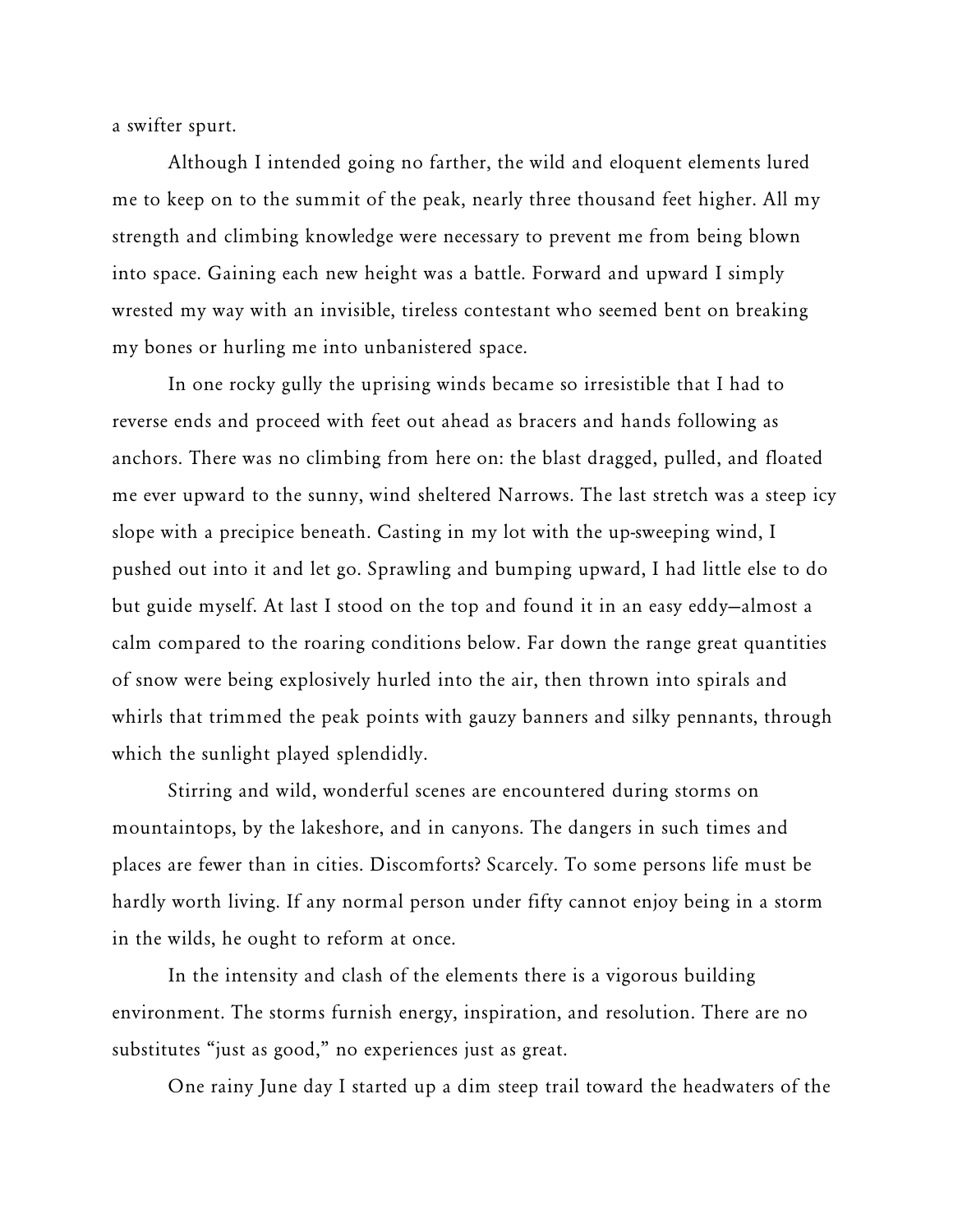a swifter spurt.

Although I intended going no farther, the wild and eloquent elements lured me to keep on to the summit of the peak, nearly three thousand feet higher. All my strength and climbing knowledge were necessary to prevent me from being blown into space. Gaining each new height was a battle. Forward and upward I simply wrested my way with an invisible, tireless contestant who seemed bent on breaking my bones or hurling me into unbanistered space.

In one rocky gully the uprising winds became so irresistible that I had to reverse ends and proceed with feet out ahead as bracers and hands following as anchors. There was no climbing from here on: the blast dragged, pulled, and floated me ever upward to the sunny, wind sheltered Narrows. The last stretch was a steep icy slope with a precipice beneath. Casting in my lot with the up-sweeping wind, I pushed out into it and let go. Sprawling and bumping upward, I had little else to do but guide myself. At last I stood on the top and found it in an easy eddy—almost a calm compared to the roaring conditions below. Far down the range great quantities of snow were being explosively hurled into the air, then thrown into spirals and whirls that trimmed the peak points with gauzy banners and silky pennants, through which the sunlight played splendidly.

Stirring and wild, wonderful scenes are encountered during storms on mountaintops, by the lakeshore, and in canyons. The dangers in such times and places are fewer than in cities. Discomforts? Scarcely. To some persons life must be hardly worth living. If any normal person under fifty cannot enjoy being in a storm in the wilds, he ought to reform at once.

In the intensity and clash of the elements there is a vigorous building environment. The storms furnish energy, inspiration, and resolution. There are no substitutes "just as good," no experiences just as great.

One rainy June day I started up a dim steep trail toward the headwaters of the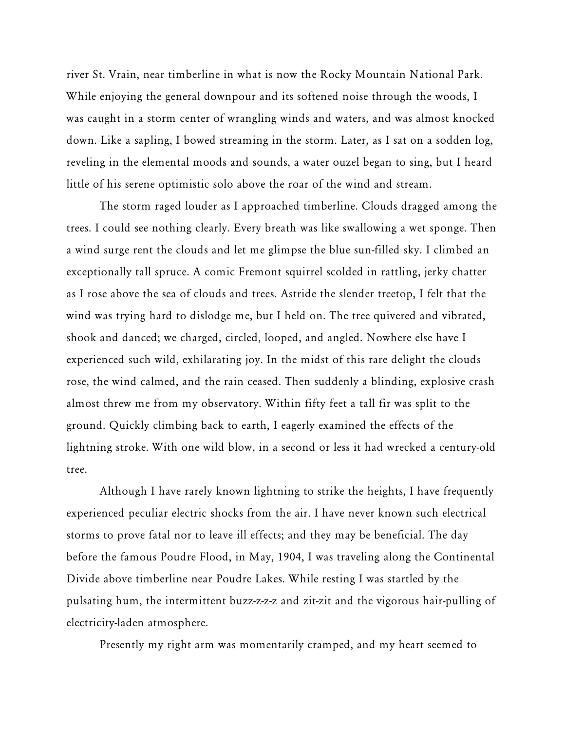river St. Vrain, near timberline in what is now the Rocky Mountain National Park. While enjoying the general downpour and its softened noise through the woods, I was caught in a storm center of wrangling winds and waters, and was almost knocked down. Like a sapling, I bowed streaming in the storm. Later, as I sat on a sodden log, reveling in the elemental moods and sounds, a water ouzel began to sing, but I heard little of his serene optimistic solo above the roar of the wind and stream.

The storm raged louder as I approached timberline. Clouds dragged among the trees. I could see nothing clearly. Every breath was like swallowing a wet sponge. Then a wind surge rent the clouds and let me glimpse the blue sun-filled sky. I climbed an exceptionally tall spruce. A comic Fremont squirrel scolded in rattling, jerky chatter as I rose above the sea of clouds and trees. Astride the slender treetop, I felt that the wind was trying hard to dislodge me, but I held on. The tree quivered and vibrated, shook and danced; we charged, circled, looped, and angled. Nowhere else have I experienced such wild, exhilarating joy. In the midst of this rare delight the clouds rose, the wind calmed, and the rain ceased. Then suddenly a blinding, explosive crash almost threw me from my observatory. Within fifty feet a tall fir was split to the ground. Quickly climbing back to earth, I eagerly examined the effects of the lightning stroke. With one wild blow, in a second or less it had wrecked a century-old tree.

Although I have rarely known lightning to strike the heights, I have frequently experienced peculiar electric shocks from the air. I have never known such electrical storms to prove fatal nor to leave ill effects; and they may be beneficial. The day before the famous Poudre Flood, in May, 1904, I was traveling along the Continental Divide above timberline near Poudre Lakes. While resting I was startled by the pulsating hum, the intermittent buzz-z-z-z and zit-zit and the vigorous hair-pulling of electricity-laden atmosphere.

Presently my right arm was momentarily cramped, and my heart seemed to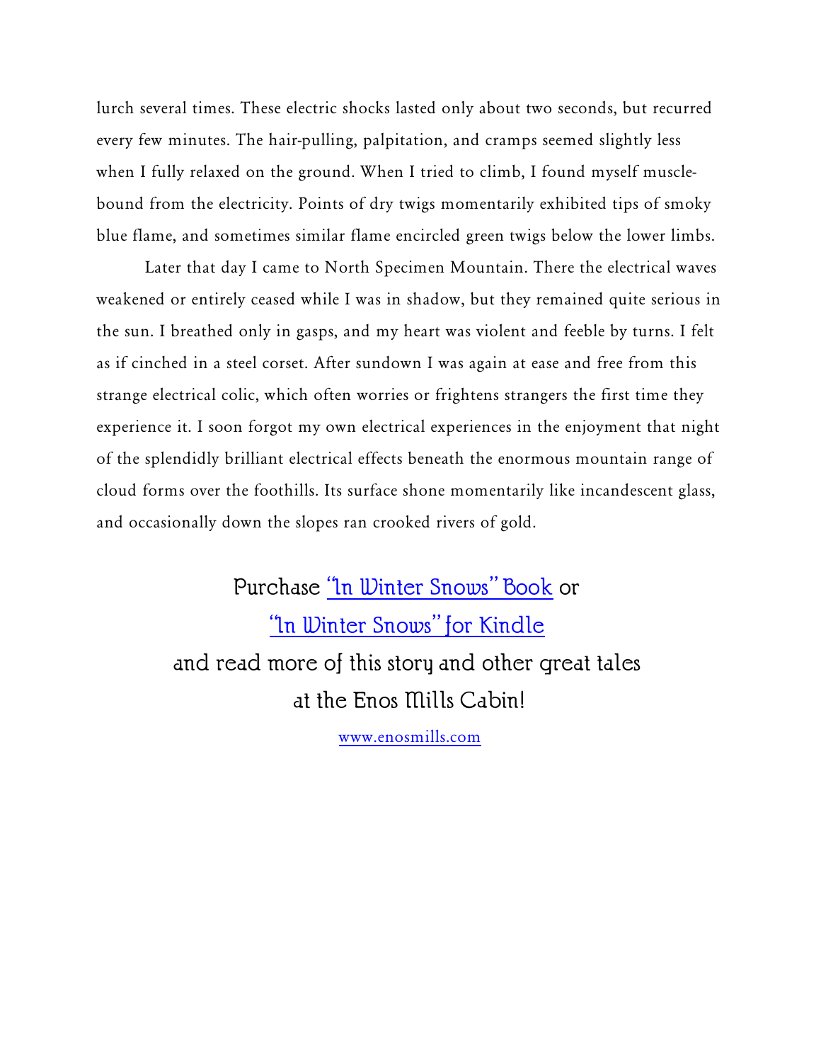lurch several times. These electric shocks lasted only about two seconds, but recurred every few minutes. The hair-pulling, palpitation, and cramps seemed slightly less when I fully relaxed on the ground. When I tried to climb, I found myself muscle-bound from the electricity. Points of dry twigs momentarily exhibited tips of smoky blue flame, and sometimes similar flame encircled green twigs below the lower limbs.

Later that day I came to North Specimen Mountain. There the electrical waves weakened or entirely ceased while I was in shadow, but they remained quite serious in the sun. I breathed only in gasps, and my heart was violent and feeble by turns. I felt as if cinched in a steel corset. After sundown I was again at ease and free from this strange electrical colic, which often worries or frightens strangers the first time they experience it. I soon forgot my own electrical experiences in the enjoyment that night of the splendidly brilliant electrical effects beneath the enormous mountain range of cloud forms over the foothills. Its surface shone momentarily like incandescent glass, and occasionally down the slopes ran crooked rivers of gold.

Purchase "In Winter Snows" Book or

"In Winter Snows" for Kindle

and read more of this story and other great tales at the Enos Mills Cabin!

www.enosmills.com